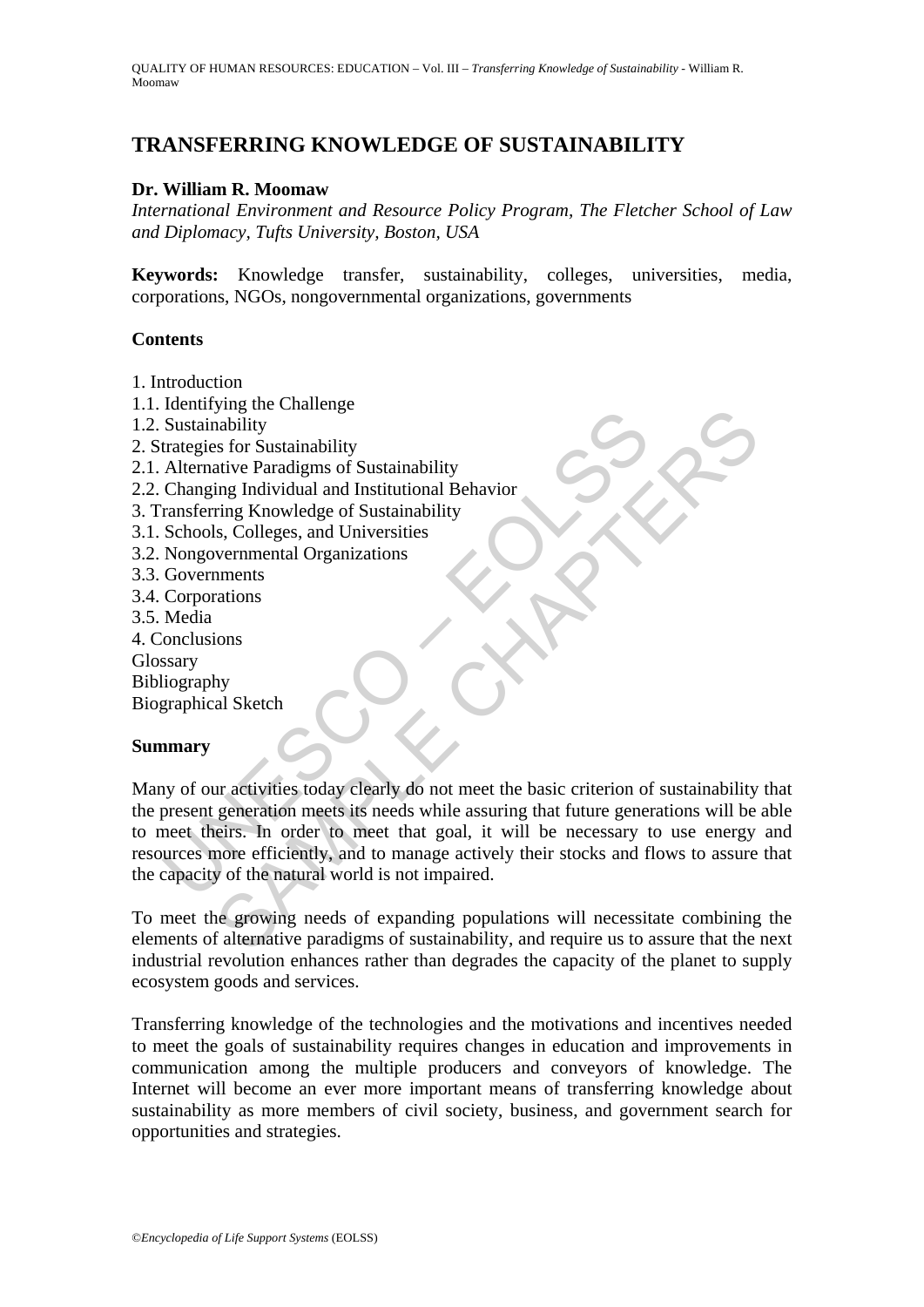# TRANSFERRING KNOWLEDGE OF SUSTAINABILITY

**Dr. William R. Moomaw**

*International Environment and Resource Policy Program, The Fletcher School of Law and Diplomacy, Tufts University, Boston, USA*

**Keywords:** Knowledge transfer, sustainability, colleges, universities, media, corporations, NGOs, nongovernmental organizations, governments

**Contents**

1. Introduction
1.1. Identifying the Challenge
1.2. Sustainability
2. Strategies for Sustainability
2.1. Alternative Paradigms of Sustainability
2.2. Changing Individual and Institutional Behavior
3. Transferring Knowledge of Sustainability
3.1. Schools, Colleges, and Universities
3.2. Nongovernmental Organizations
3.3. Governments
3.4. Corporations
3.5. Media
4. Conclusions

Glossary
Bibliography
Biographical Sketch

**Summary**

Many of our activities today clearly do not meet the basic criterion of sustainability that the present generation meets its needs while assuring that future generations will be able to meet theirs. In order to meet that goal, it will be necessary to use energy and resources more efficiently, and to manage actively their stocks and flows to assure that the capacity of the natural world is not impaired.

To meet the growing needs of expanding populations will necessitate combining the elements of alternative paradigms of sustainability, and require us to assure that the next industrial revolution enhances rather than degrades the capacity of the planet to supply ecosystem goods and services.

Transferring knowledge of the technologies and the motivations and incentives needed to meet the goals of sustainability requires changes in education and improvements in communication among the multiple producers and conveyors of knowledge. The Internet will become an ever more important means of transferring knowledge about sustainability as more members of civil society, business, and government search for opportunities and strategies.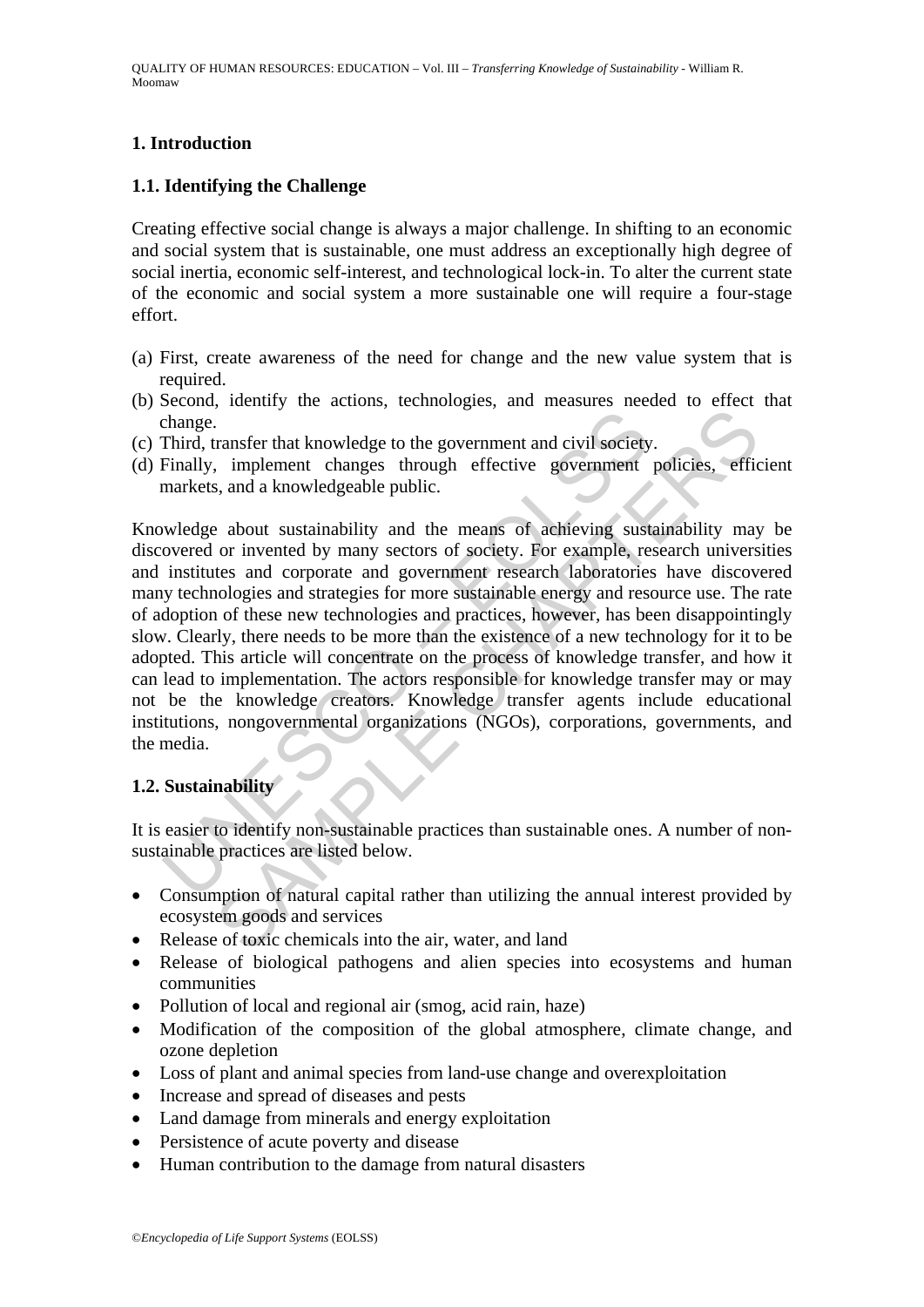## 1. Introduction

### 1.1. Identifying the Challenge

Creating effective social change is always a major challenge. In shifting to an economic and social system that is sustainable, one must address an exceptionally high degree of social inertia, economic self-interest, and technological lock-in. To alter the current state of the economic and social system a more sustainable one will require a four-stage effort.

(a) First, create awareness of the need for change and the new value system that is required.
(b) Second, identify the actions, technologies, and measures needed to effect that change.
(c) Third, transfer that knowledge to the government and civil society.
(d) Finally, implement changes through effective government policies, efficient markets, and a knowledgeable public.

Knowledge about sustainability and the means of achieving sustainability may be discovered or invented by many sectors of society. For example, research universities and institutes and corporate and government research laboratories have discovered many technologies and strategies for more sustainable energy and resource use. The rate of adoption of these new technologies and practices, however, has been disappointingly slow. Clearly, there needs to be more than the existence of a new technology for it to be adopted. This article will concentrate on the process of knowledge transfer, and how it can lead to implementation. The actors responsible for knowledge transfer may or may not be the knowledge creators. Knowledge transfer agents include educational institutions, nongovernmental organizations (NGOs), corporations, governments, and the media.

### 1.2. Sustainability

It is easier to identify non-sustainable practices than sustainable ones. A number of non-sustainable practices are listed below.

- Consumption of natural capital rather than utilizing the annual interest provided by ecosystem goods and services
- Release of toxic chemicals into the air, water, and land
- Release of biological pathogens and alien species into ecosystems and human communities
- Pollution of local and regional air (smog, acid rain, haze)
- Modification of the composition of the global atmosphere, climate change, and ozone depletion
- Loss of plant and animal species from land-use change and overexploitation
- Increase and spread of diseases and pests
- Land damage from minerals and energy exploitation
- Persistence of acute poverty and disease
- Human contribution to the damage from natural disasters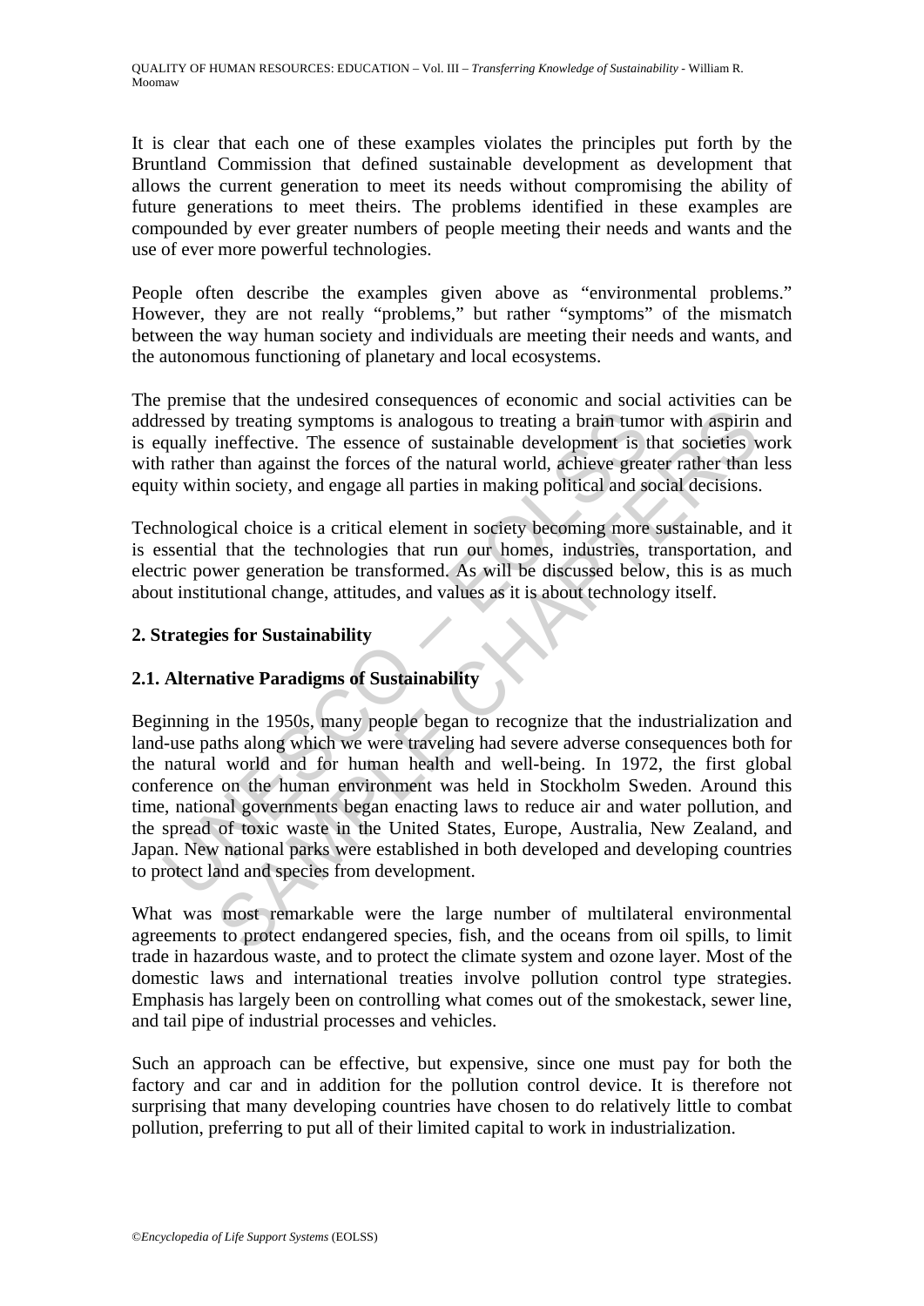It is clear that each one of these examples violates the principles put forth by the Bruntland Commission that defined sustainable development as development that allows the current generation to meet its needs without compromising the ability of future generations to meet theirs. The problems identified in these examples are compounded by ever greater numbers of people meeting their needs and wants and the use of ever more powerful technologies.

People often describe the examples given above as "environmental problems." However, they are not really "problems," but rather "symptoms" of the mismatch between the way human society and individuals are meeting their needs and wants, and the autonomous functioning of planetary and local ecosystems.

The premise that the undesired consequences of economic and social activities can be addressed by treating symptoms is analogous to treating a brain tumor with aspirin and is equally ineffective. The essence of sustainable development is that societies work with rather than against the forces of the natural world, achieve greater rather than less equity within society, and engage all parties in making political and social decisions.

Technological choice is a critical element in society becoming more sustainable, and it is essential that the technologies that run our homes, industries, transportation, and electric power generation be transformed. As will be discussed below, this is as much about institutional change, attitudes, and values as it is about technology itself.

## 2. Strategies for Sustainability

### 2.1. Alternative Paradigms of Sustainability

Beginning in the 1950s, many people began to recognize that the industrialization and land-use paths along which we were traveling had severe adverse consequences both for the natural world and for human health and well-being. In 1972, the first global conference on the human environment was held in Stockholm Sweden. Around this time, national governments began enacting laws to reduce air and water pollution, and the spread of toxic waste in the United States, Europe, Australia, New Zealand, and Japan. New national parks were established in both developed and developing countries to protect land and species from development.

What was most remarkable were the large number of multilateral environmental agreements to protect endangered species, fish, and the oceans from oil spills, to limit trade in hazardous waste, and to protect the climate system and ozone layer. Most of the domestic laws and international treaties involve pollution control type strategies. Emphasis has largely been on controlling what comes out of the smokestack, sewer line, and tail pipe of industrial processes and vehicles.

Such an approach can be effective, but expensive, since one must pay for both the factory and car and in addition for the pollution control device. It is therefore not surprising that many developing countries have chosen to do relatively little to combat pollution, preferring to put all of their limited capital to work in industrialization.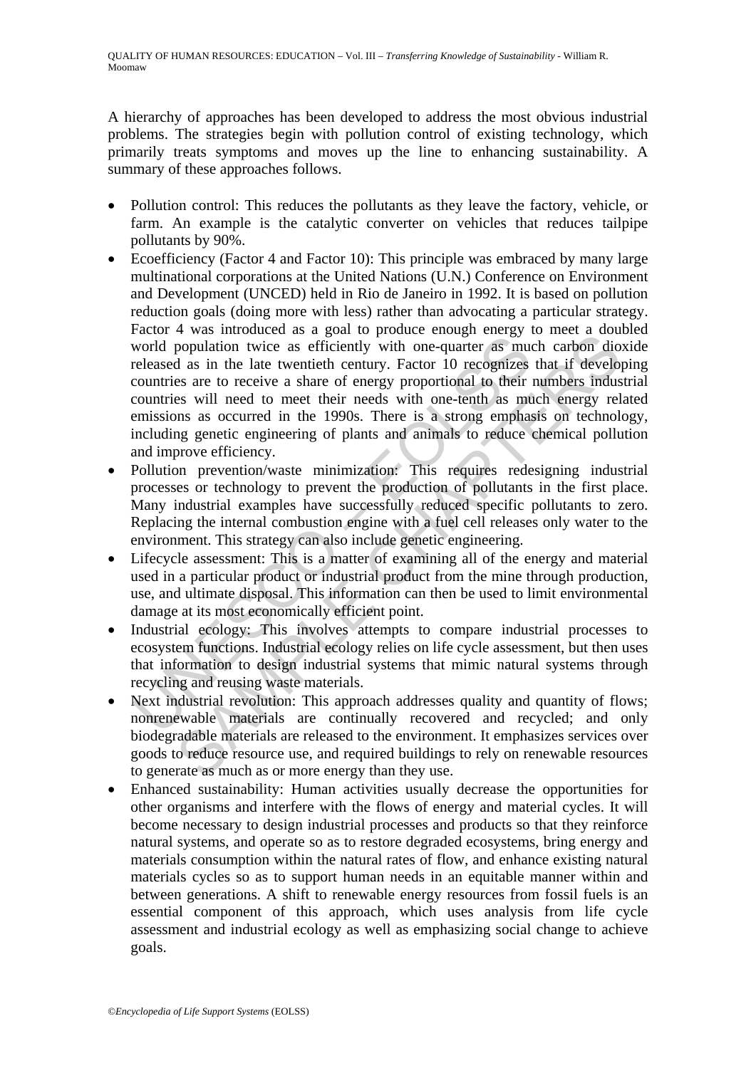A hierarchy of approaches has been developed to address the most obvious industrial problems. The strategies begin with pollution control of existing technology, which primarily treats symptoms and moves up the line to enhancing sustainability. A summary of these approaches follows.

- Pollution control: This reduces the pollutants as they leave the factory, vehicle, or farm. An example is the catalytic converter on vehicles that reduces tailpipe pollutants by 90%.
- Ecoefficiency (Factor 4 and Factor 10): This principle was embraced by many large multinational corporations at the United Nations (U.N.) Conference on Environment and Development (UNCED) held in Rio de Janeiro in 1992. It is based on pollution reduction goals (doing more with less) rather than advocating a particular strategy. Factor 4 was introduced as a goal to produce enough energy to meet a doubled world population twice as efficiently with one-quarter as much carbon dioxide released as in the late twentieth century. Factor 10 recognizes that if developing countries are to receive a share of energy proportional to their numbers industrial countries will need to meet their needs with one-tenth as much energy related emissions as occurred in the 1990s. There is a strong emphasis on technology, including genetic engineering of plants and animals to reduce chemical pollution and improve efficiency.
- Pollution prevention/waste minimization: This requires redesigning industrial processes or technology to prevent the production of pollutants in the first place. Many industrial examples have successfully reduced specific pollutants to zero. Replacing the internal combustion engine with a fuel cell releases only water to the environment. This strategy can also include genetic engineering.
- Lifecycle assessment: This is a matter of examining all of the energy and material used in a particular product or industrial product from the mine through production, use, and ultimate disposal. This information can then be used to limit environmental damage at its most economically efficient point.
- Industrial ecology: This involves attempts to compare industrial processes to ecosystem functions. Industrial ecology relies on life cycle assessment, but then uses that information to design industrial systems that mimic natural systems through recycling and reusing waste materials.
- Next industrial revolution: This approach addresses quality and quantity of flows; nonrenewable materials are continually recovered and recycled; and only biodegradable materials are released to the environment. It emphasizes services over goods to reduce resource use, and required buildings to rely on renewable resources to generate as much as or more energy than they use.
- Enhanced sustainability: Human activities usually decrease the opportunities for other organisms and interfere with the flows of energy and material cycles. It will become necessary to design industrial processes and products so that they reinforce natural systems, and operate so as to restore degraded ecosystems, bring energy and materials consumption within the natural rates of flow, and enhance existing natural materials cycles so as to support human needs in an equitable manner within and between generations. A shift to renewable energy resources from fossil fuels is an essential component of this approach, which uses analysis from life cycle assessment and industrial ecology as well as emphasizing social change to achieve goals.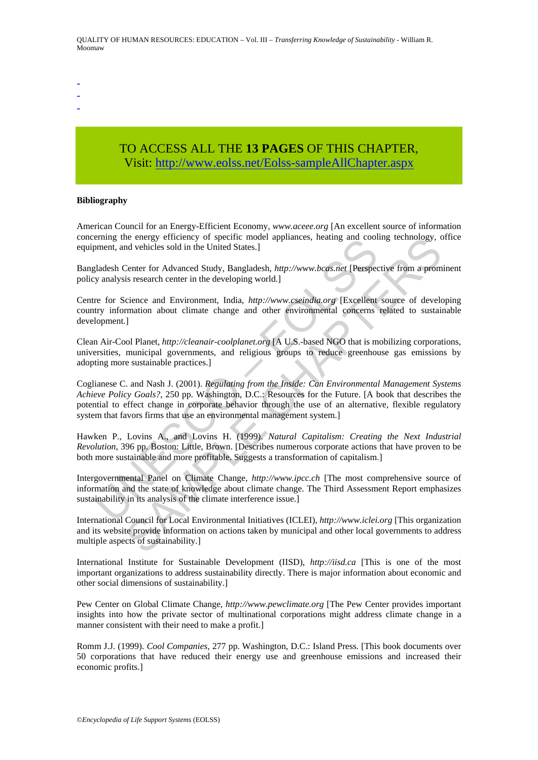-
-
-

TO ACCESS ALL THE **13 PAGES** OF THIS CHAPTER,
Visit: http://www.eolss.net/Eolss-sampleAllChapter.aspx

**Bibliography**

American Council for an Energy-Efficient Economy, *www.aceee.org* [An excellent source of information concerning the energy efficiency of specific model appliances, heating and cooling technology, office equipment, and vehicles sold in the United States.]

Bangladesh Center for Advanced Study, Bangladesh, *http://www.bcas.net* [Perspective from a prominent policy analysis research center in the developing world.]

Centre for Science and Environment, India, *http://www.cseindia.org* [Excellent source of developing country information about climate change and other environmental concerns related to sustainable development.]

Clean Air-Cool Planet, *http://cleanair-coolplanet.org* [A U.S.-based NGO that is mobilizing corporations, universities, municipal governments, and religious groups to reduce greenhouse gas emissions by adopting more sustainable practices.]

Coglianese C. and Nash J. (2001). *Regulating from the Inside: Can Environmental Management Systems Achieve Policy Goals?*, 250 pp. Washington, D.C.: Resources for the Future. [A book that describes the potential to effect change in corporate behavior through the use of an alternative, flexible regulatory system that favors firms that use an environmental management system.]

Hawken P., Lovins A., and Lovins H. (1999). *Natural Capitalism: Creating the Next Industrial Revolution*, 396 pp. Boston: Little, Brown. [Describes numerous corporate actions that have proven to be both more sustainable and more profitable. Suggests a transformation of capitalism.]

Intergovernmental Panel on Climate Change, *http://www.ipcc.ch* [The most comprehensive source of information and the state of knowledge about climate change. The Third Assessment Report emphasizes sustainability in its analysis of the climate interference issue.]

International Council for Local Environmental Initiatives (ICLEI), *http://www.iclei.org* [This organization and its website provide information on actions taken by municipal and other local governments to address multiple aspects of sustainability.]

International Institute for Sustainable Development (IISD), *http://iisd.ca* [This is one of the most important organizations to address sustainability directly. There is major information about economic and other social dimensions of sustainability.]

Pew Center on Global Climate Change, *http://www.pewclimate.org* [The Pew Center provides important insights into how the private sector of multinational corporations might address climate change in a manner consistent with their need to make a profit.]

Romm J.J. (1999). *Cool Companies*, 277 pp. Washington, D.C.: Island Press. [This book documents over 50 corporations that have reduced their energy use and greenhouse emissions and increased their economic profits.]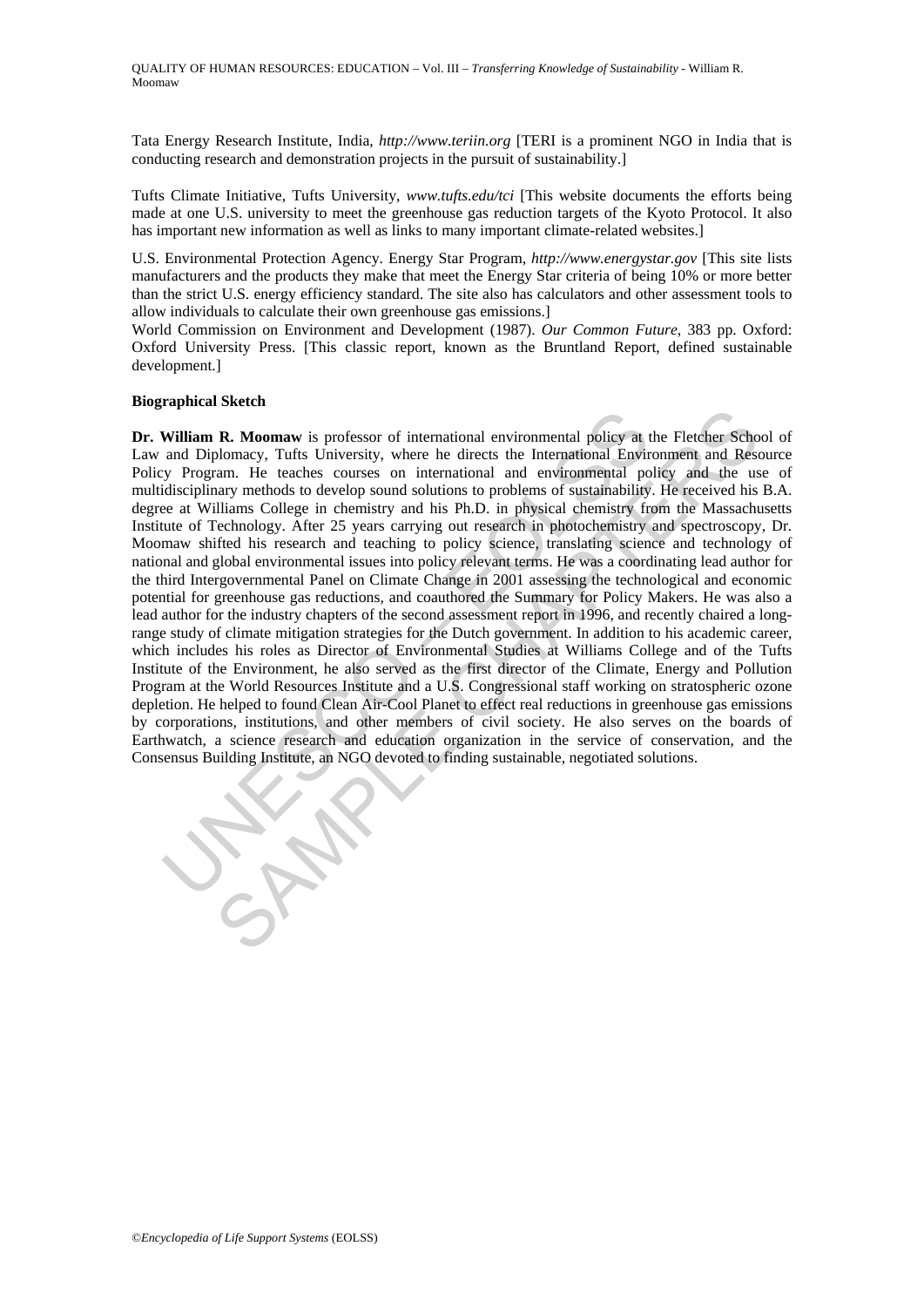Tata Energy Research Institute, India, *http://www.teriin.org* [TERI is a prominent NGO in India that is conducting research and demonstration projects in the pursuit of sustainability.]

Tufts Climate Initiative, Tufts University, *www.tufts.edu/tci* [This website documents the efforts being made at one U.S. university to meet the greenhouse gas reduction targets of the Kyoto Protocol. It also has important new information as well as links to many important climate-related websites.]

U.S. Environmental Protection Agency. Energy Star Program, *http://www.energystar.gov* [This site lists manufacturers and the products they make that meet the Energy Star criteria of being 10% or more better than the strict U.S. energy efficiency standard. The site also has calculators and other assessment tools to allow individuals to calculate their own greenhouse gas emissions.]

World Commission on Environment and Development (1987). *Our Common Future*, 383 pp. Oxford: Oxford University Press. [This classic report, known as the Bruntland Report, defined sustainable development.]

**Biographical Sketch**

**Dr. William R. Moomaw** is professor of international environmental policy at the Fletcher School of Law and Diplomacy, Tufts University, where he directs the International Environment and Resource Policy Program. He teaches courses on international and environmental policy and the use of multidisciplinary methods to develop sound solutions to problems of sustainability. He received his B.A. degree at Williams College in chemistry and his Ph.D. in physical chemistry from the Massachusetts Institute of Technology. After 25 years carrying out research in photochemistry and spectroscopy, Dr. Moomaw shifted his research and teaching to policy science, translating science and technology of national and global environmental issues into policy relevant terms. He was a coordinating lead author for the third Intergovernmental Panel on Climate Change in 2001 assessing the technological and economic potential for greenhouse gas reductions, and coauthored the Summary for Policy Makers. He was also a lead author for the industry chapters of the second assessment report in 1996, and recently chaired a long-range study of climate mitigation strategies for the Dutch government. In addition to his academic career, which includes his roles as Director of Environmental Studies at Williams College and of the Tufts Institute of the Environment, he also served as the first director of the Climate, Energy and Pollution Program at the World Resources Institute and a U.S. Congressional staff working on stratospheric ozone depletion. He helped to found Clean Air-Cool Planet to effect real reductions in greenhouse gas emissions by corporations, institutions, and other members of civil society. He also serves on the boards of Earthwatch, a science research and education organization in the service of conservation, and the Consensus Building Institute, an NGO devoted to finding sustainable, negotiated solutions.